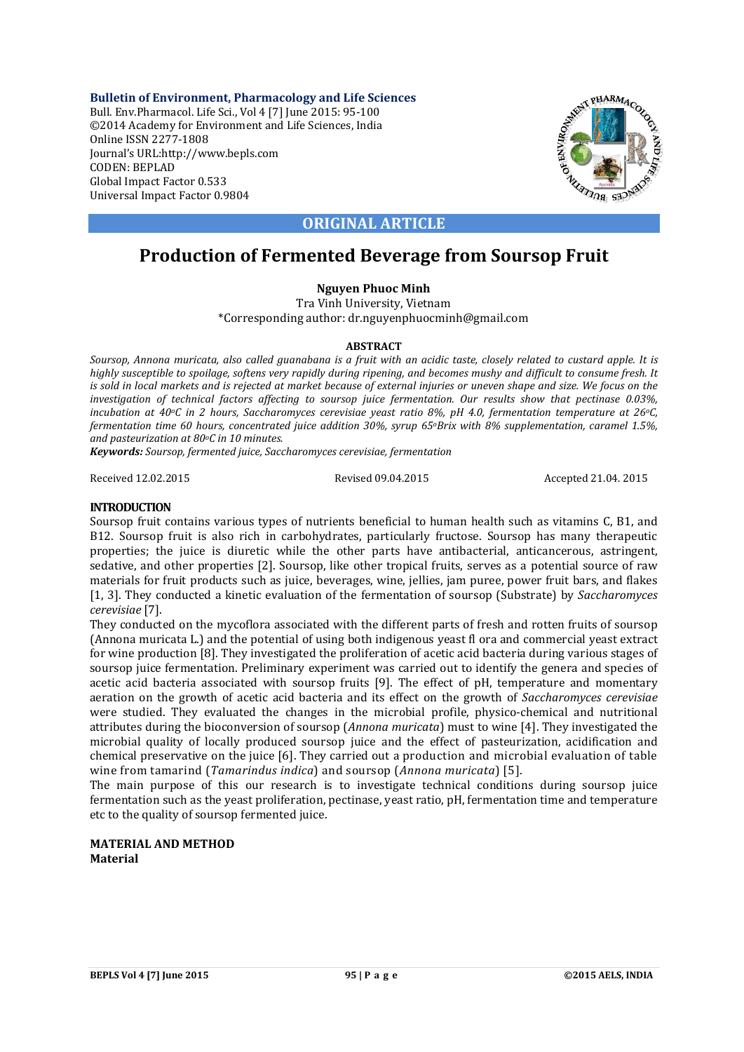**ORIGINAL ARTICLE**

# Production of Fermented Beverage from Soursop Fruit

**Nguyen Phuoc Minh**

Tra Vinh University, Vietnam

*Corresponding author: dr.nguyenphuocminh@gmail.com

**ABSTRACT**

*Soursop, Annona muricata, also called guanabana is a fruit with an acidic taste, closely related to custard apple. It is highly susceptible to spoilage, softens very rapidly during ripening, and becomes mushy and difficult to consume fresh. It is sold in local markets and is rejected at market because of external injuries or uneven shape and size. We focus on the investigation of technical factors affecting to soursop juice fermentation. Our results show that pectinase 0.03%, incubation at 40°C in 2 hours, Saccharomyces cerevisiae yeast ratio 8%, pH 4.0, fermentation temperature at 26°C, fermentation time 60 hours, concentrated juice addition 30%, syrup 65°Brix with 8% supplementation, caramel 1.5%, and pasteurization at 80°C in 10 minutes.*

***Keywords:** Soursop, fermented juice, Saccharomyces cerevisiae, fermentation*

Received 12.02.2015 Revised 09.04.2015 Accepted 21.04. 2015

## INTRODUCTION

Soursop fruit contains various types of nutrients beneficial to human health such as vitamins C, B1, and B12. Soursop fruit is also rich in carbohydrates, particularly fructose. Soursop has many therapeutic properties; the juice is diuretic while the other parts have antibacterial, anticancerous, astringent, sedative, and other properties [2]. Soursop, like other tropical fruits, serves as a potential source of raw materials for fruit products such as juice, beverages, wine, jellies, jam puree, power fruit bars, and flakes [1, 3]. They conducted a kinetic evaluation of the fermentation of soursop (Substrate) by *Saccharomyces cerevisiae* [7].

They conducted on the mycoflora associated with the different parts of fresh and rotten fruits of soursop (Annona muricata L.) and the potential of using both indigenous yeast fl ora and commercial yeast extract for wine production [8]. They investigated the proliferation of acetic acid bacteria during various stages of soursop juice fermentation. Preliminary experiment was carried out to identify the genera and species of acetic acid bacteria associated with soursop fruits [9]. The effect of pH, temperature and momentary aeration on the growth of acetic acid bacteria and its effect on the growth of *Saccharomyces cerevisiae* were studied. They evaluated the changes in the microbial profile, physico-chemical and nutritional attributes during the bioconversion of soursop (*Annona muricata*) must to wine [4]. They investigated the microbial quality of locally produced soursop juice and the effect of pasteurization, acidification and chemical preservative on the juice [6]. They carried out a production and microbial evaluation of table wine from tamarind (*Tamarindus indica*) and soursop (*Annona muricata*) [5].

The main purpose of this our research is to investigate technical conditions during soursop juice fermentation such as the yeast proliferation, pectinase, yeast ratio, pH, fermentation time and temperature etc to the quality of soursop fermented juice.

## MATERIAL AND METHOD

### Material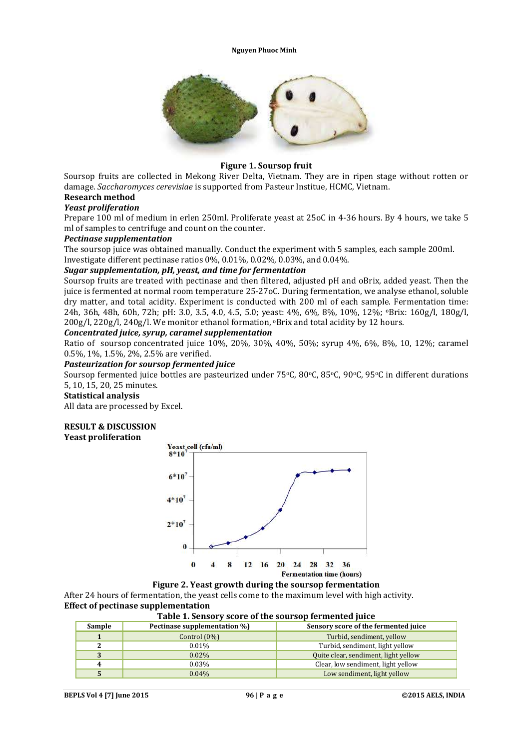**Figure 1. Soursop fruit**

Soursop fruits are collected in Mekong River Delta, Vietnam. They are in ripen stage without rotten or damage. *Saccharomyces cerevisiae* is supported from Pasteur Institue, HCMC, Vietnam.

## Research method

### *Yeast proliferation*

Prepare 100 ml of medium in erlen 250ml. Proliferate yeast at 25oC in 4-36 hours. By 4 hours, we take 5 ml of samples to centrifuge and count on the counter.

### *Pectinase supplementation*

The soursop juice was obtained manually. Conduct the experiment with 5 samples, each sample 200ml. Investigate different pectinase ratios 0%, 0.01%, 0.02%, 0.03%, and 0.04%.

### *Sugar supplementation, pH, yeast, and time for fermentation*

Soursop fruits are treated with pectinase and then filtered, adjusted pH and oBrix, added yeast. Then the juice is fermented at normal room temperature 25-27oC. During fermentation, we analyse ethanol, soluble dry matter, and total acidity. Experiment is conducted with 200 ml of each sample. Fermentation time: 24h, 36h, 48h, 60h, 72h; pH: 3.0, 3.5, 4.0, 4.5, 5.0; yeast: 4%, 6%, 8%, 10%, 12%; $^{o}$Brix: 160g/l, 180g/l, 200g/l, 220g/l, 240g/l. We monitor ethanol formation, $^{o}$Brix and total acidity by 12 hours.

### *Concentrated juice, syrup, caramel supplementation*

Ratio of soursop concentrated juice 10%, 20%, 30%, 40%, 50%; syrup 4%, 6%, 8%, 10, 12%; caramel 0.5%, 1%, 1.5%, 2%, 2.5% are verified.

### *Pasteurization for soursop fermented juice*

Soursop fermented juice bottles are pasteurized under 75$^{o}$C, 80$^{o}$C, 85$^{o}$C, 90$^{o}$C, 95$^{o}$C in different durations 5, 10, 15, 20, 25 minutes.

## Statistical analysis

All data are processed by Excel.

# RESULT & DISCUSSION

## Yeast proliferation

**Figure 2. Yeast growth during the soursop fermentation**

After 24 hours of fermentation, the yeast cells come to the maximum level with high activity.

## Effect of pectinase supplementation

**Table 1. Sensory score of the soursop fermented juice**

| Sample | Pectinase supplementation %) | Sensory score of the fermented juice |
|---|---|---|
| 1 | Control (0%) | Turbid, sendiment, yellow |
| 2 | 0.01% | Turbid, sendiment, light yellow |
| 3 | 0.02% | Quite clear, sendiment, light yellow |
| 4 | 0.03% | Clear, low sendiment, light yellow |
| 5 | 0.04% | Low sendiment, light yellow |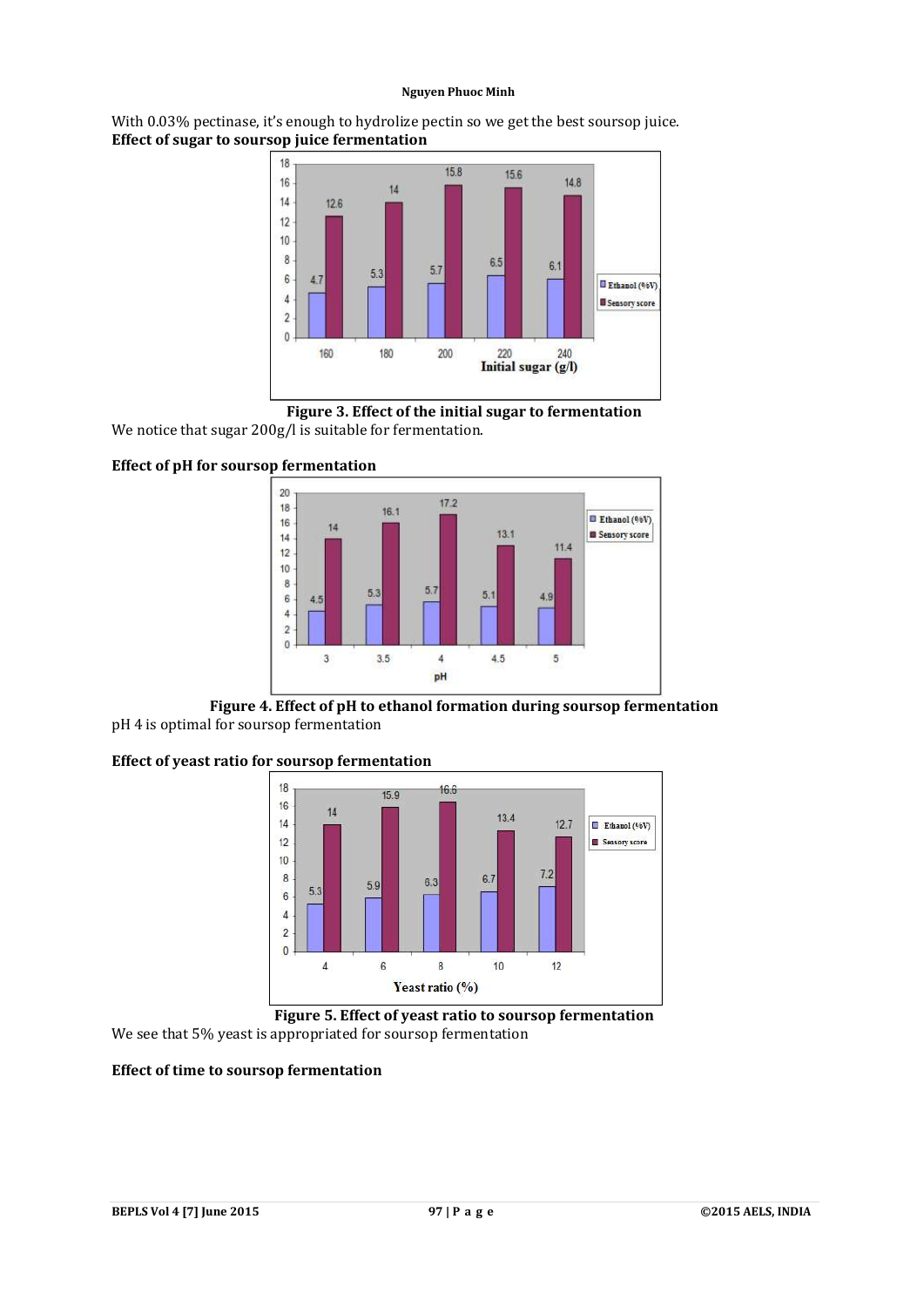With 0.03% pectinase, it's enough to hydrolize pectin so we get the best soursop juice.

**Effect of sugar to soursop juice fermentation**

**Figure 3. Effect of the initial sugar to fermentation**

We notice that sugar 200g/l is suitable for fermentation.

**Effect of pH for soursop fermentation**

**Figure 4. Effect of pH to ethanol formation during soursop fermentation**

pH 4 is optimal for soursop fermentation

**Effect of yeast ratio for soursop fermentation**

**Figure 5. Effect of yeast ratio to soursop fermentation**

We see that 5% yeast is appropriated for soursop fermentation

**Effect of time to soursop fermentation**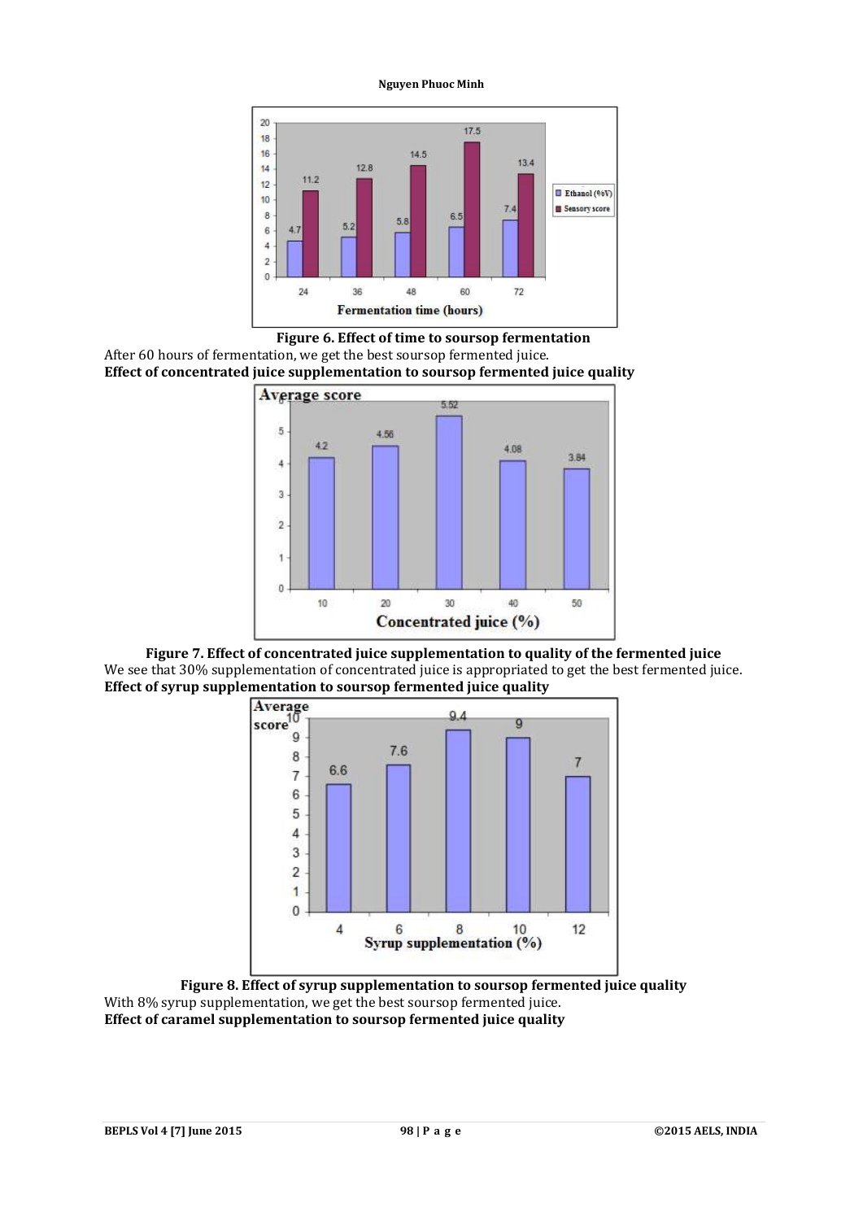Figure 6. Effect of time to soursop fermentation

After 60 hours of fermentation, we get the best soursop fermented juice.

**Effect of concentrated juice supplementation to soursop fermented juice quality**

Figure 7. Effect of concentrated juice supplementation to quality of the fermented juice

We see that 30% supplementation of concentrated juice is appropriated to get the best fermented juice.

**Effect of syrup supplementation to soursop fermented juice quality**

Figure 8. Effect of syrup supplementation to soursop fermented juice quality

With 8% syrup supplementation, we get the best soursop fermented juice.

**Effect of caramel supplementation to soursop fermented juice quality**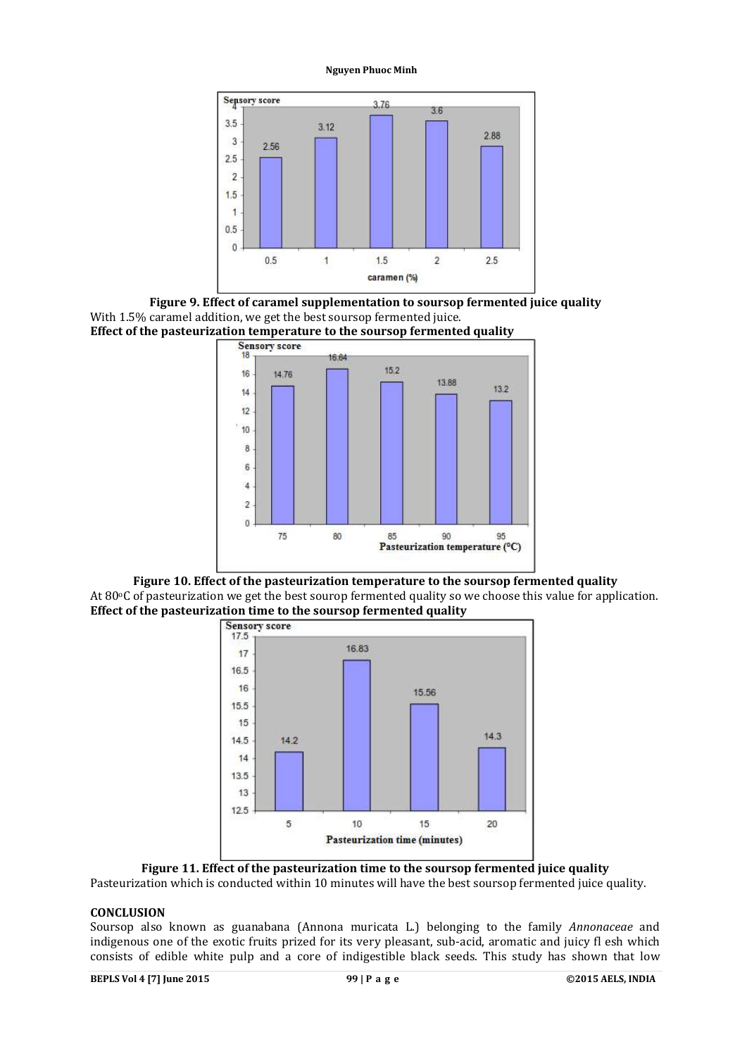**Figure 9. Effect of caramel supplementation to soursop fermented juice quality**

With 1.5% caramel addition, we get the best soursop fermented juice.

**Effect of the pasteurization temperature to the soursop fermented quality**

**Figure 10. Effect of the pasteurization temperature to the soursop fermented quality**

At 80°C of pasteurization we get the best sourop fermented quality so we choose this value for application.

**Effect of the pasteurization time to the soursop fermented quality**

**Figure 11. Effect of the pasteurization time to the soursop fermented juice quality**

Pasteurization which is conducted within 10 minutes will have the best soursop fermented juice quality.

## CONCLUSION

Soursop also known as guanabana (Annona muricata L.) belonging to the family *Annonaceae* and indigenous one of the exotic fruits prized for its very pleasant, sub-acid, aromatic and juicy fl esh which consists of edible white pulp and a core of indigestible black seeds. This study has shown that low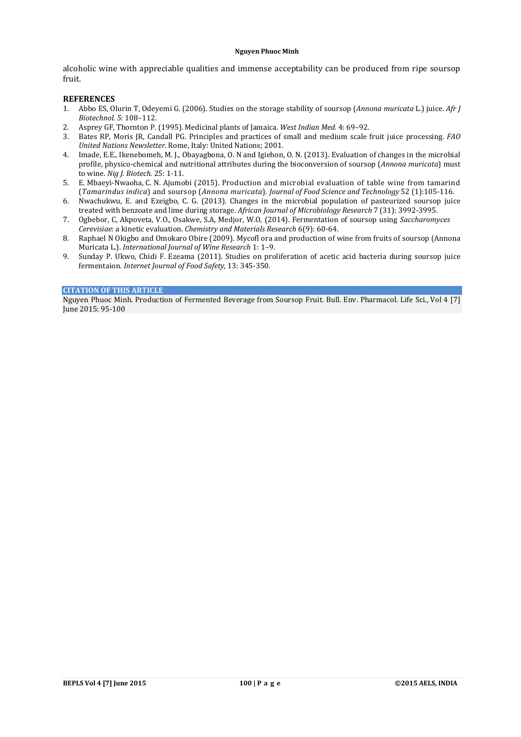alcoholic wine with appreciable qualities and immense acceptability can be produced from ripe soursop fruit.

## REFERENCES

1. Abbo ES, Olurin T, Odeyemi G. (2006). Studies on the storage stability of soursop (*Annona muricata* L.) juice. *Afr J Biotechnol. 5*: 108–112.
2. Asprey GF, Thornton P. (1995). Medicinal plants of Jamaica. *West Indian Med.* 4: 69–92.
3. Bates RP, Moris JR, Candall PG. Principles and practices of small and medium scale fruit juice processing. *FAO United Nations Newsletter*. Rome, Italy: United Nations; 2001.
4. Imade, E.E., Ikenebomeh, M. J., Obayagbona, O. N and Igiehon, O. N. (2013). Evaluation of changes in the microbial profile, physico-chemical and nutritional attributes during the bioconversion of soursop (*Annona muricata*) must to wine. *Nig J. Biotech.* 25: 1-11.
5. E. Mbaeyi-Nwaoha, C. N. Ajumobi (2015). Production and microbial evaluation of table wine from tamarind (*Tamarindus indica*) and soursop (*Annona muricata*). *Journal of Food Science and Technology* 52 (1):105-116.
6. Nwachukwu, E. and Ezeigbo, C. G. (2013). Changes in the microbial population of pasteurized soursop juice treated with benzoate and lime during storage. *African Journal of Microbiology Research* 7 (31): 3992-3995.
7. Ogbebor, C, Akpoveta, V.O., Osakwe, S.A, Medjor, W.O, (2014). Fermentation of soursop using *Saccharomyces Cerevisiae*: a kinetic evaluation. *Chemistry and Materials Research* 6(9): 60-64.
8. Raphael N Okigbo and Omokaro Obire (2009). Mycofl ora and production of wine from fruits of soursop (Annona Muricata L.). *International Journal of Wine Research* 1: 1–9.
9. Sunday P. Ukwo, Chidi F. Ezeama (2011). Studies on proliferation of acetic acid bacteria during soursop juice fermentaion. *Internet Journal of Food Safety*, 13: 345-350.

**CITATION OF THIS ARTICLE**

Nguyen Phuoc Minh. Production of Fermented Beverage from Soursop Fruit. Bull. Env. Pharmacol. Life Sci., Vol 4 [7] June 2015: 95-100